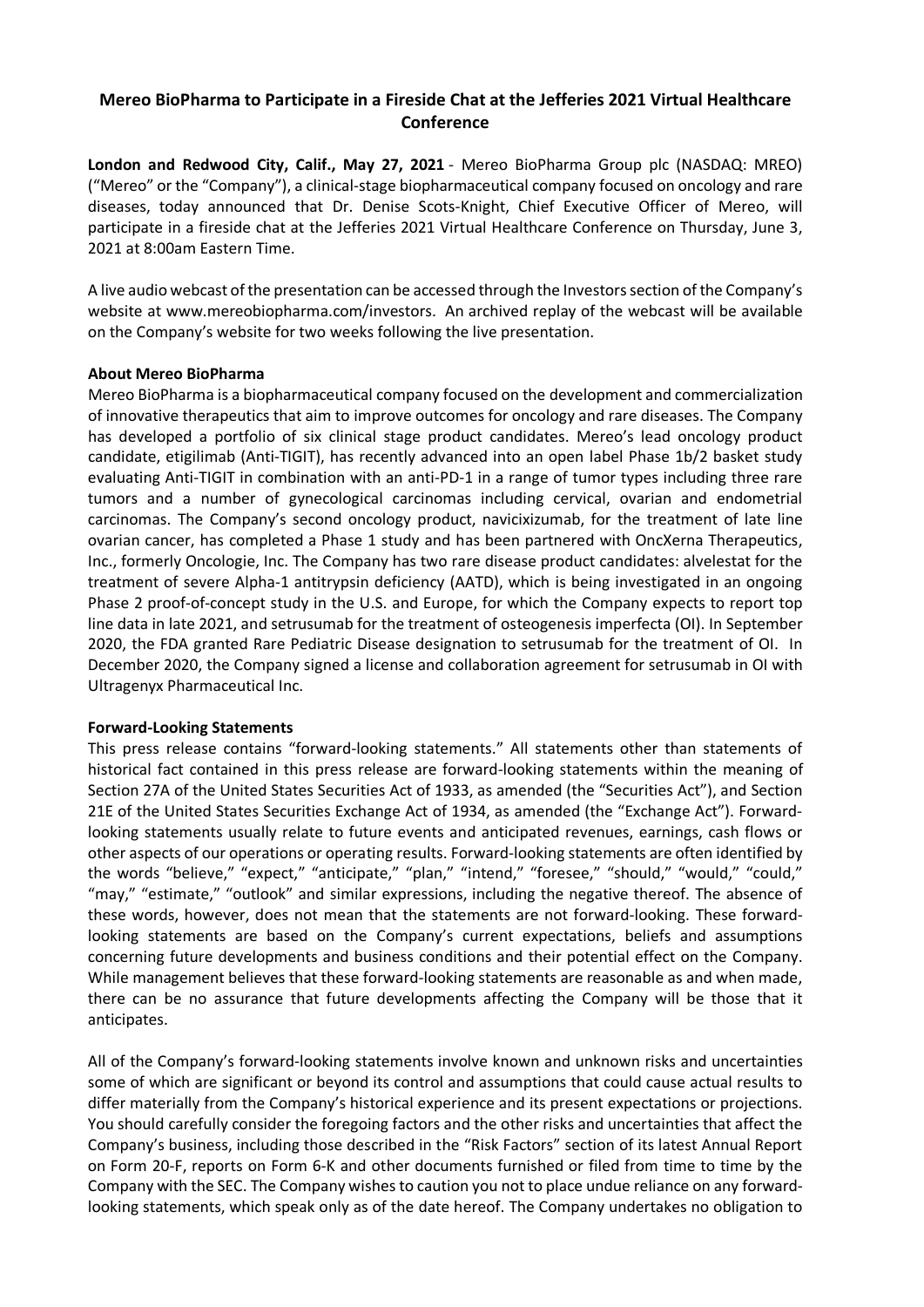# Mereo BioPharma to Participate in a Fireside Chat at the Jefferies 2021 Virtual Healthcare Conference

**London and Redwood City, Calif., May 27, 2021** - Mereo BioPharma Group plc (NASDAQ: MREO) ("Mereo" or the "Company"), a clinical-stage biopharmaceutical company focused on oncology and rare diseases, today announced that Dr. Denise Scots-Knight, Chief Executive Officer of Mereo, will participate in a fireside chat at the Jefferies 2021 Virtual Healthcare Conference on Thursday, June 3, 2021 at 8:00am Eastern Time.

A live audio webcast of the presentation can be accessed through the Investors section of the Company's website at www.mereobiopharma.com/investors. An archived replay of the webcast will be available on the Company's website for two weeks following the live presentation.

**About Mereo BioPharma**

Mereo BioPharma is a biopharmaceutical company focused on the development and commercialization of innovative therapeutics that aim to improve outcomes for oncology and rare diseases. The Company has developed a portfolio of six clinical stage product candidates. Mereo's lead oncology product candidate, etigilimab (Anti-TIGIT), has recently advanced into an open label Phase 1b/2 basket study evaluating Anti-TIGIT in combination with an anti-PD-1 in a range of tumor types including three rare tumors and a number of gynecological carcinomas including cervical, ovarian and endometrial carcinomas. The Company's second oncology product, navicixizumab, for the treatment of late line ovarian cancer, has completed a Phase 1 study and has been partnered with OncXerna Therapeutics, Inc., formerly Oncologie, Inc. The Company has two rare disease product candidates: alvelestat for the treatment of severe Alpha-1 antitrypsin deficiency (AATD), which is being investigated in an ongoing Phase 2 proof-of-concept study in the U.S. and Europe, for which the Company expects to report top line data in late 2021, and setrusumab for the treatment of osteogenesis imperfecta (OI). In September 2020, the FDA granted Rare Pediatric Disease designation to setrusumab for the treatment of OI. In December 2020, the Company signed a license and collaboration agreement for setrusumab in OI with Ultragenyx Pharmaceutical Inc.

**Forward-Looking Statements**

This press release contains "forward-looking statements." All statements other than statements of historical fact contained in this press release are forward-looking statements within the meaning of Section 27A of the United States Securities Act of 1933, as amended (the "Securities Act"), and Section 21E of the United States Securities Exchange Act of 1934, as amended (the "Exchange Act"). Forward-looking statements usually relate to future events and anticipated revenues, earnings, cash flows or other aspects of our operations or operating results. Forward-looking statements are often identified by the words "believe," "expect," "anticipate," "plan," "intend," "foresee," "should," "would," "could," "may," "estimate," "outlook" and similar expressions, including the negative thereof. The absence of these words, however, does not mean that the statements are not forward-looking. These forward-looking statements are based on the Company's current expectations, beliefs and assumptions concerning future developments and business conditions and their potential effect on the Company. While management believes that these forward-looking statements are reasonable as and when made, there can be no assurance that future developments affecting the Company will be those that it anticipates.

All of the Company's forward-looking statements involve known and unknown risks and uncertainties some of which are significant or beyond its control and assumptions that could cause actual results to differ materially from the Company's historical experience and its present expectations or projections. You should carefully consider the foregoing factors and the other risks and uncertainties that affect the Company's business, including those described in the "Risk Factors" section of its latest Annual Report on Form 20-F, reports on Form 6-K and other documents furnished or filed from time to time by the Company with the SEC. The Company wishes to caution you not to place undue reliance on any forward-looking statements, which speak only as of the date hereof. The Company undertakes no obligation to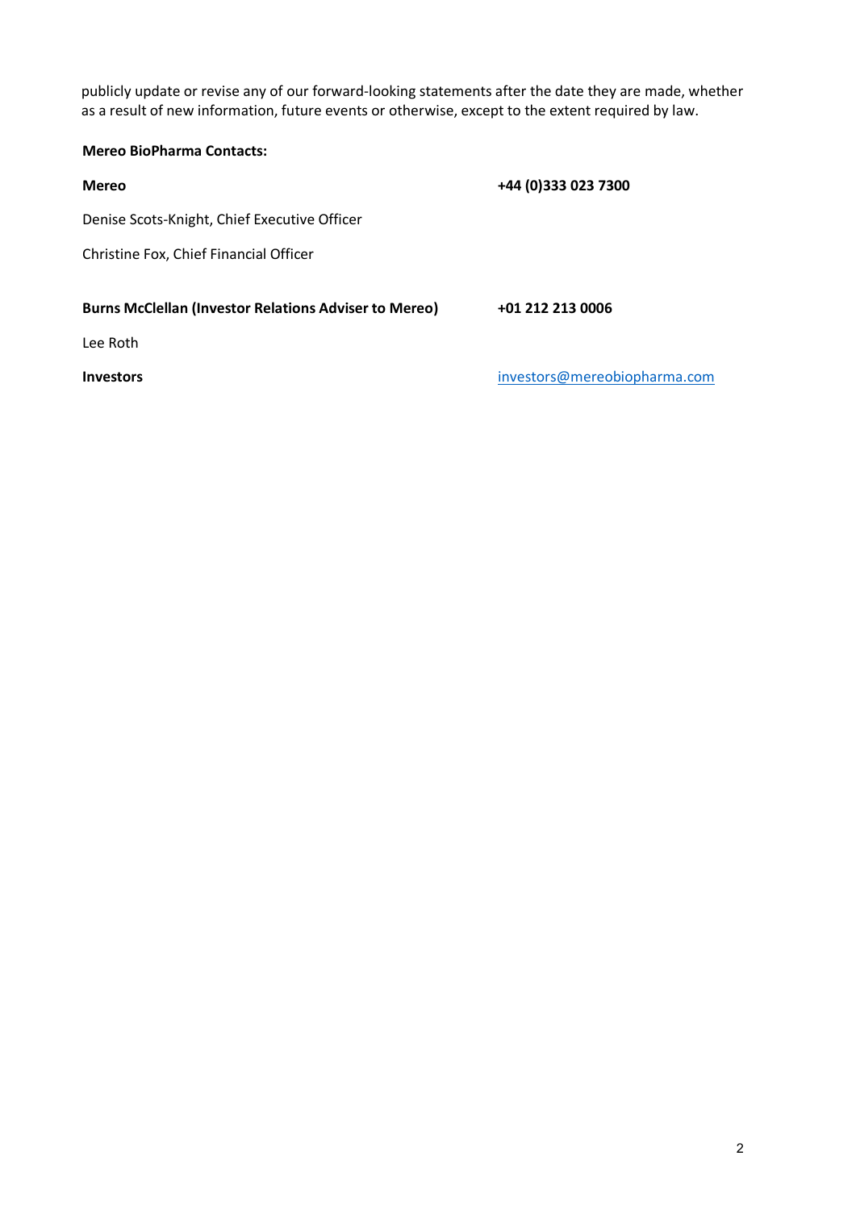publicly update or revise any of our forward-looking statements after the date they are made, whether as a result of new information, future events or otherwise, except to the extent required by law.

**Mereo BioPharma Contacts:**

| | |
|---|---|
| **Mereo** | **+44 (0)333 023 7300** |
| Denise Scots-Knight, Chief Executive Officer | |
| Christine Fox, Chief Financial Officer | |
| **Burns McClellan (Investor Relations Adviser to Mereo)** | **+01 212 213 0006** |
| Lee Roth | |
| **Investors** | investors@mereobiopharma.com |